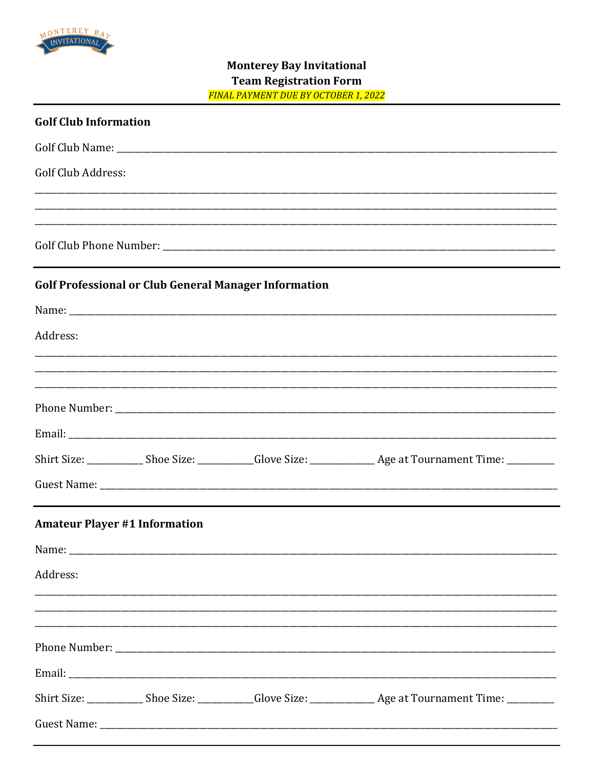# Monterey Bay Invitational
## Team Registration Form

*FINAL PAYMENT DUE BY OCTOBER 1, 2022*

---

### Golf Club Information

Golf Club Name: ______________________________________________

Golf Club Address:

______________________________________________

______________________________________________

______________________________________________

Golf Club Phone Number: ______________________________________________

---

### Golf Professional or Club General Manager Information

Name: ______________________________________________

Address:

______________________________________________

______________________________________________

______________________________________________

Phone Number: ______________________________________________

Email: ______________________________________________

Shirt Size: ___________ Shoe Size: ___________ Glove Size: _____________ Age at Tournament Time: _________

Guest Name: ______________________________________________

---

### Amateur Player #1 Information

Name: ______________________________________________

Address:

______________________________________________

______________________________________________

______________________________________________

Phone Number: ______________________________________________

Email: ______________________________________________

Shirt Size: ___________ Shoe Size: ___________ Glove Size: _____________ Age at Tournament Time: _________

Guest Name: ______________________________________________

---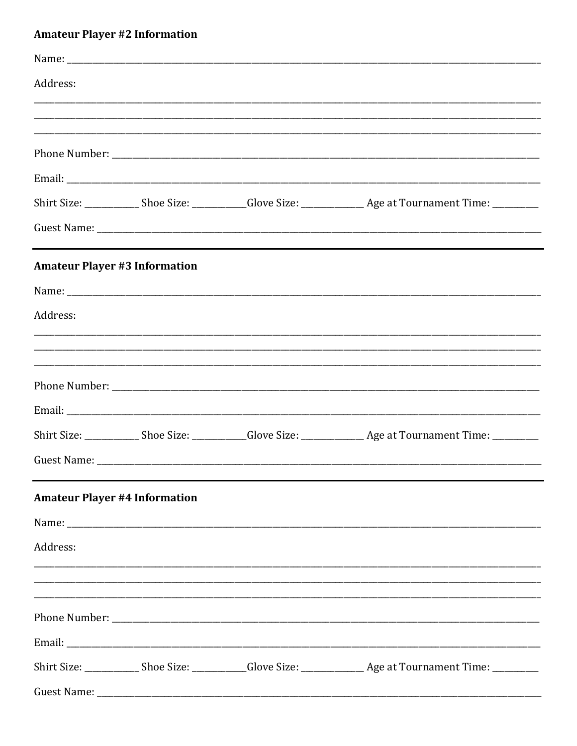**Amateur Player #2 Information**

Name: ______________________________________________________________________________

Address:

______________________________________________________________________________________

______________________________________________________________________________________

______________________________________________________________________________________

Phone Number: _______________________________________________________________________

Email: ______________________________________________________________________________

Shirt Size: ___________ Shoe Size: ___________Glove Size: _____________ Age at Tournament Time: _________

Guest Name: _________________________________________________________________________

---

**Amateur Player #3 Information**

Name: ______________________________________________________________________________

Address:

______________________________________________________________________________________

______________________________________________________________________________________

______________________________________________________________________________________

Phone Number: _______________________________________________________________________

Email: ______________________________________________________________________________

Shirt Size: ___________ Shoe Size: ___________Glove Size: _____________ Age at Tournament Time: _________

Guest Name: _________________________________________________________________________

---

**Amateur Player #4 Information**

Name: ______________________________________________________________________________

Address:

______________________________________________________________________________________

______________________________________________________________________________________

______________________________________________________________________________________

Phone Number: _______________________________________________________________________

Email: ______________________________________________________________________________

Shirt Size: ___________ Shoe Size: ___________Glove Size: _____________ Age at Tournament Time: _________

Guest Name: _________________________________________________________________________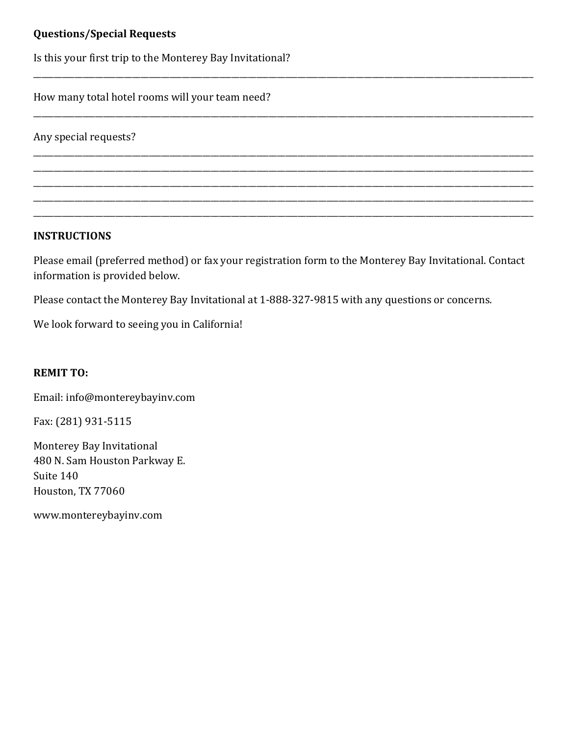**Questions/Special Requests**

Is this your first trip to the Monterey Bay Invitational?

______________________________________________________________________________________________

How many total hotel rooms will your team need?

______________________________________________________________________________________________

Any special requests?

______________________________________________________________________________________________
______________________________________________________________________________________________
______________________________________________________________________________________________
______________________________________________________________________________________________
______________________________________________________________________________________________

**INSTRUCTIONS**

Please email (preferred method) or fax your registration form to the Monterey Bay Invitational. Contact information is provided below.

Please contact the Monterey Bay Invitational at 1-888-327-9815 with any questions or concerns.

We look forward to seeing you in California!

**REMIT TO:**

Email: info@montereybayinv.com

Fax: (281) 931-5115

Monterey Bay Invitational
480 N. Sam Houston Parkway E.
Suite 140
Houston, TX 77060

www.montereybayinv.com